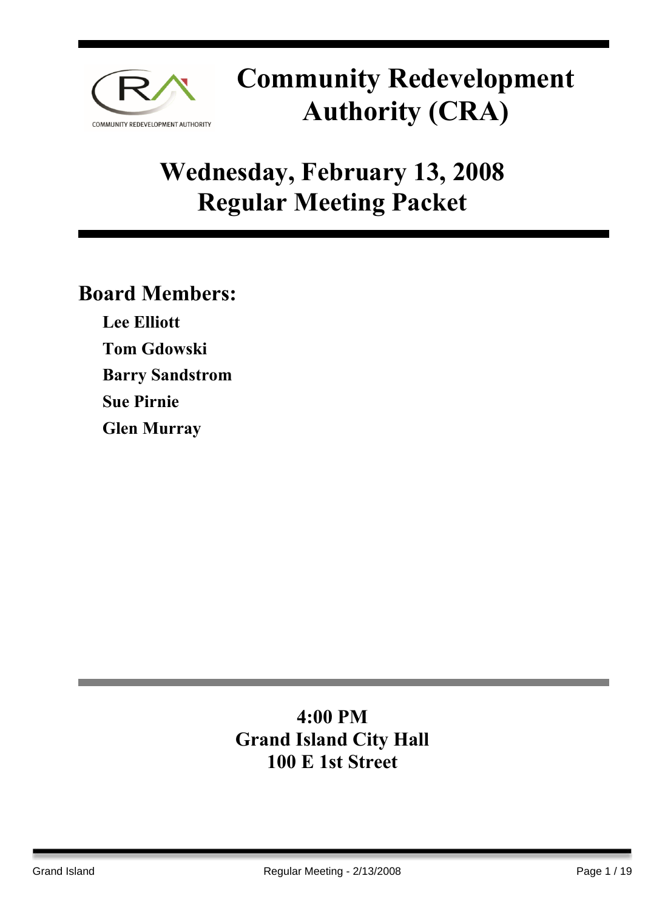# Community Redevelopment Authority (CRA)

## Wednesday, February 13, 2008
## Regular Meeting Packet

### Board Members:

**Lee Elliott**

**Tom Gdowski**

**Barry Sandstrom**

**Sue Pirnie**

**Glen Murray**

**4:00 PM**
**Grand Island City Hall**
**100 E 1st Street**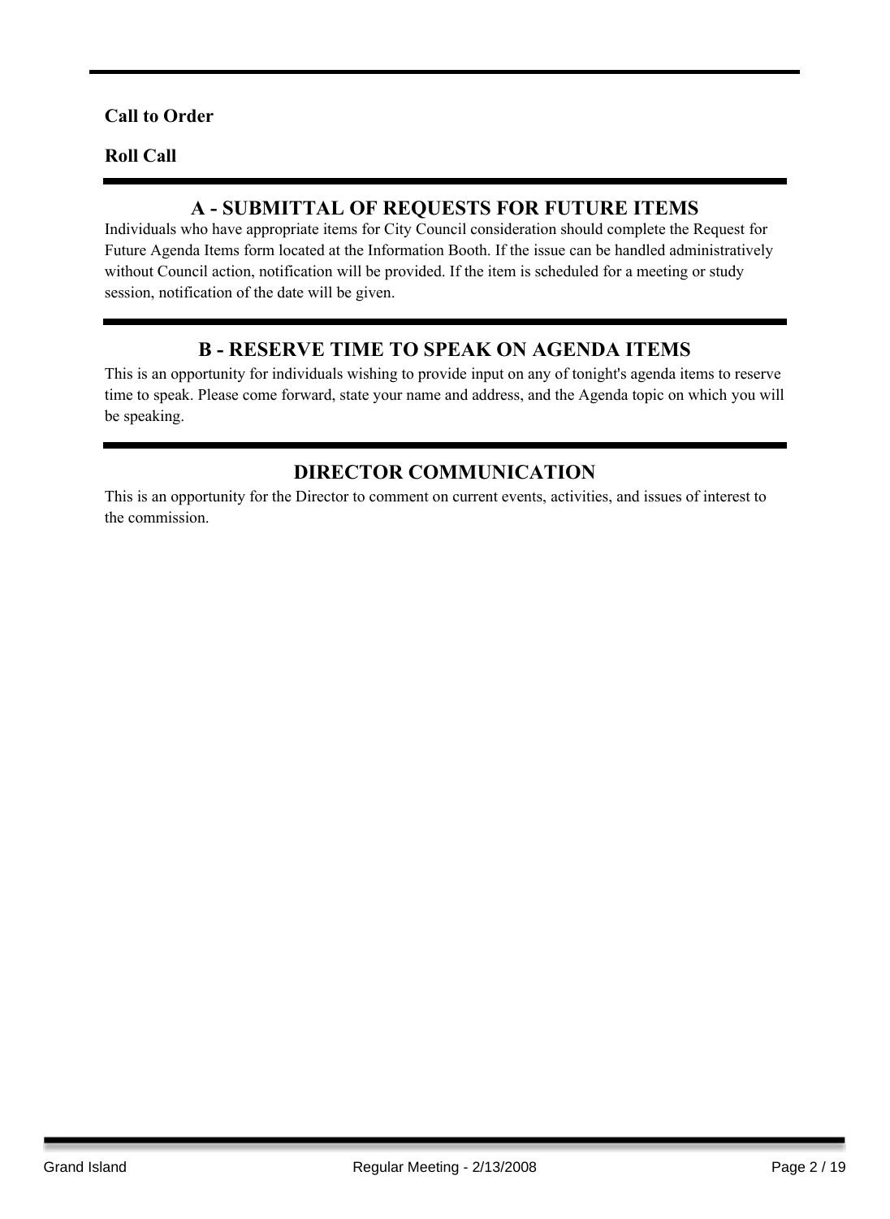**Call to Order**

**Roll Call**

## A - SUBMITTAL OF REQUESTS FOR FUTURE ITEMS

Individuals who have appropriate items for City Council consideration should complete the Request for Future Agenda Items form located at the Information Booth. If the issue can be handled administratively without Council action, notification will be provided. If the item is scheduled for a meeting or study session, notification of the date will be given.

## B - RESERVE TIME TO SPEAK ON AGENDA ITEMS

This is an opportunity for individuals wishing to provide input on any of tonight's agenda items to reserve time to speak. Please come forward, state your name and address, and the Agenda topic on which you will be speaking.

## DIRECTOR COMMUNICATION

This is an opportunity for the Director to comment on current events, activities, and issues of interest to the commission.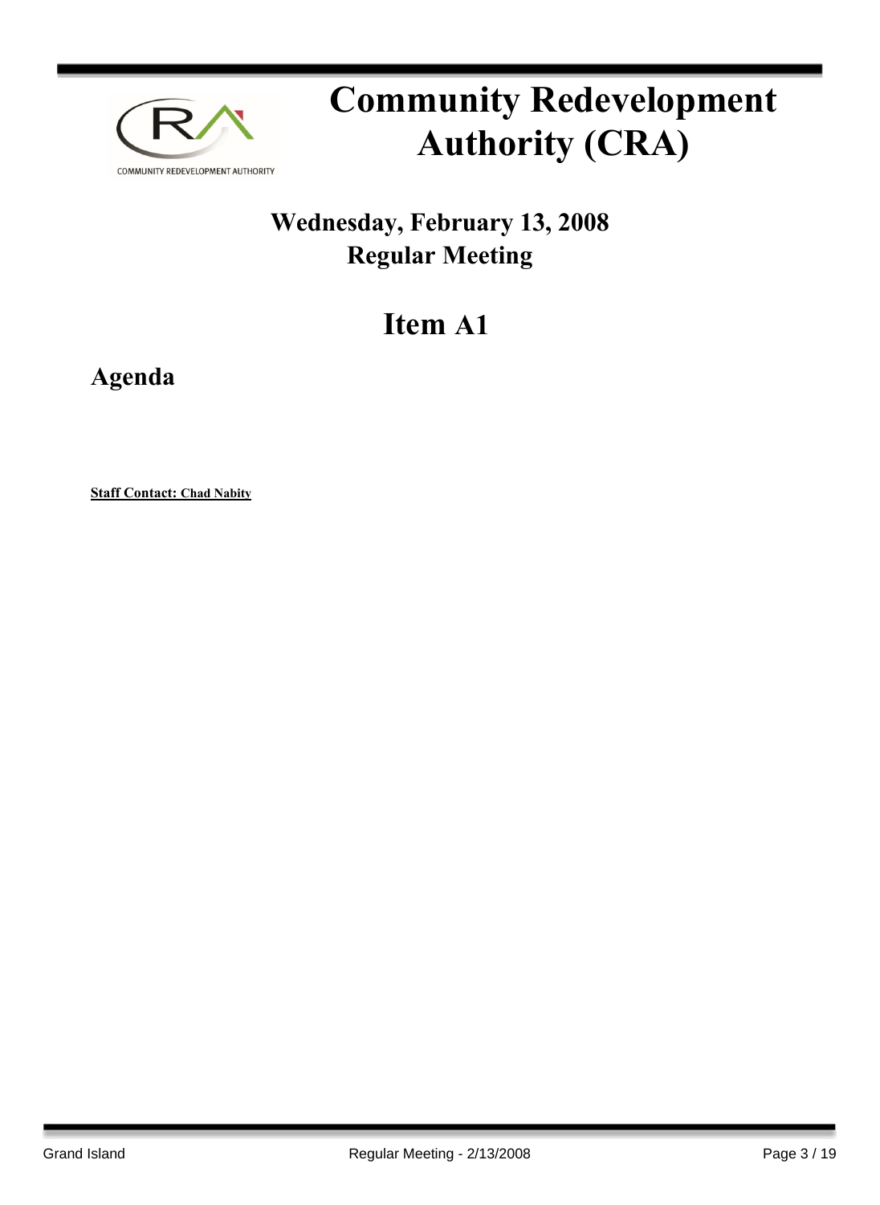# Community Redevelopment Authority (CRA)

## Wednesday, February 13, 2008
## Regular Meeting

## Item A1

### Agenda

**Staff Contact: Chad Nabity**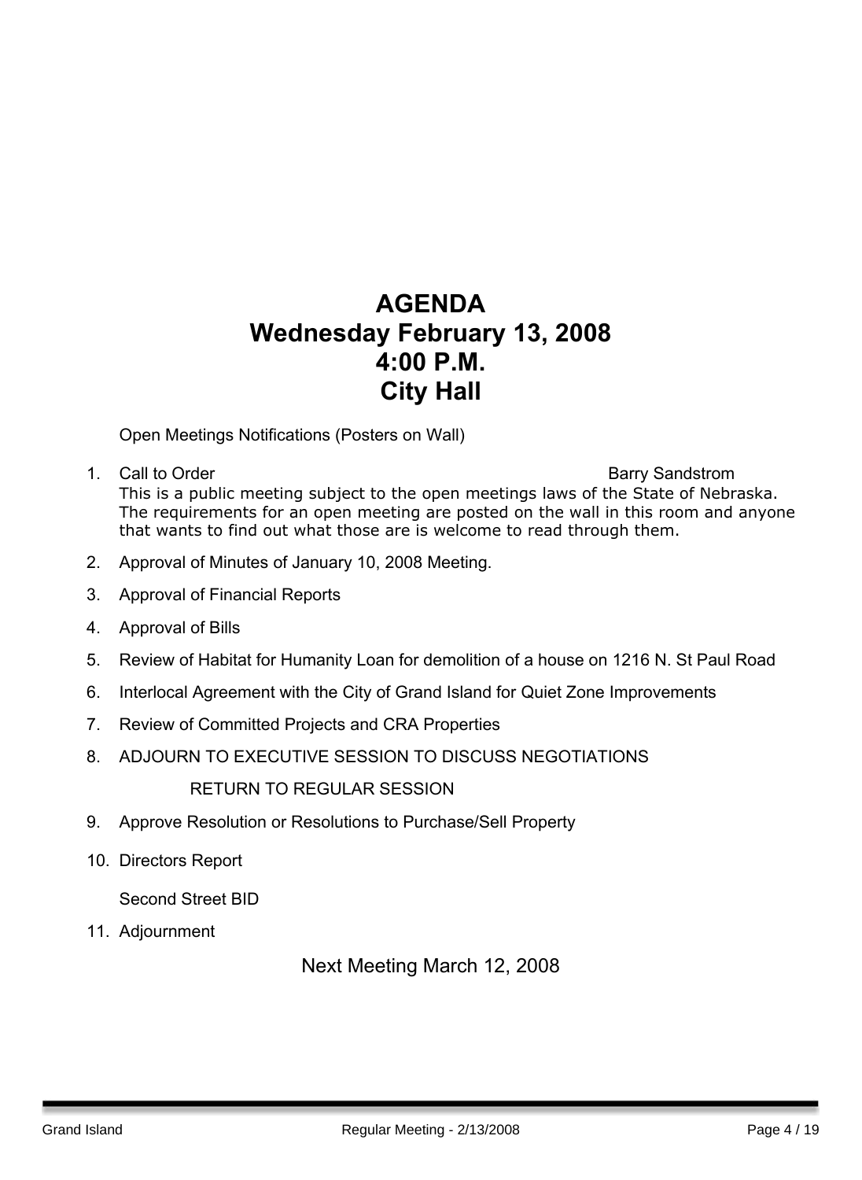# AGENDA
# Wednesday February 13, 2008
# 4:00 P.M.
# City Hall

Open Meetings Notifications (Posters on Wall)

1. Call to Order — Barry Sandstrom
   This is a public meeting subject to the open meetings laws of the State of Nebraska. The requirements for an open meeting are posted on the wall in this room and anyone that wants to find out what those are is welcome to read through them.
2. Approval of Minutes of January 10, 2008 Meeting.
3. Approval of Financial Reports
4. Approval of Bills
5. Review of Habitat for Humanity Loan for demolition of a house on 1216 N. St Paul Road
6. Interlocal Agreement with the City of Grand Island for Quiet Zone Improvements
7. Review of Committed Projects and CRA Properties
8. ADJOURN TO EXECUTIVE SESSION TO DISCUSS NEGOTIATIONS

   RETURN TO REGULAR SESSION
9. Approve Resolution or Resolutions to Purchase/Sell Property
10. Directors Report

    Second Street BID
11. Adjournment

Next Meeting March 12, 2008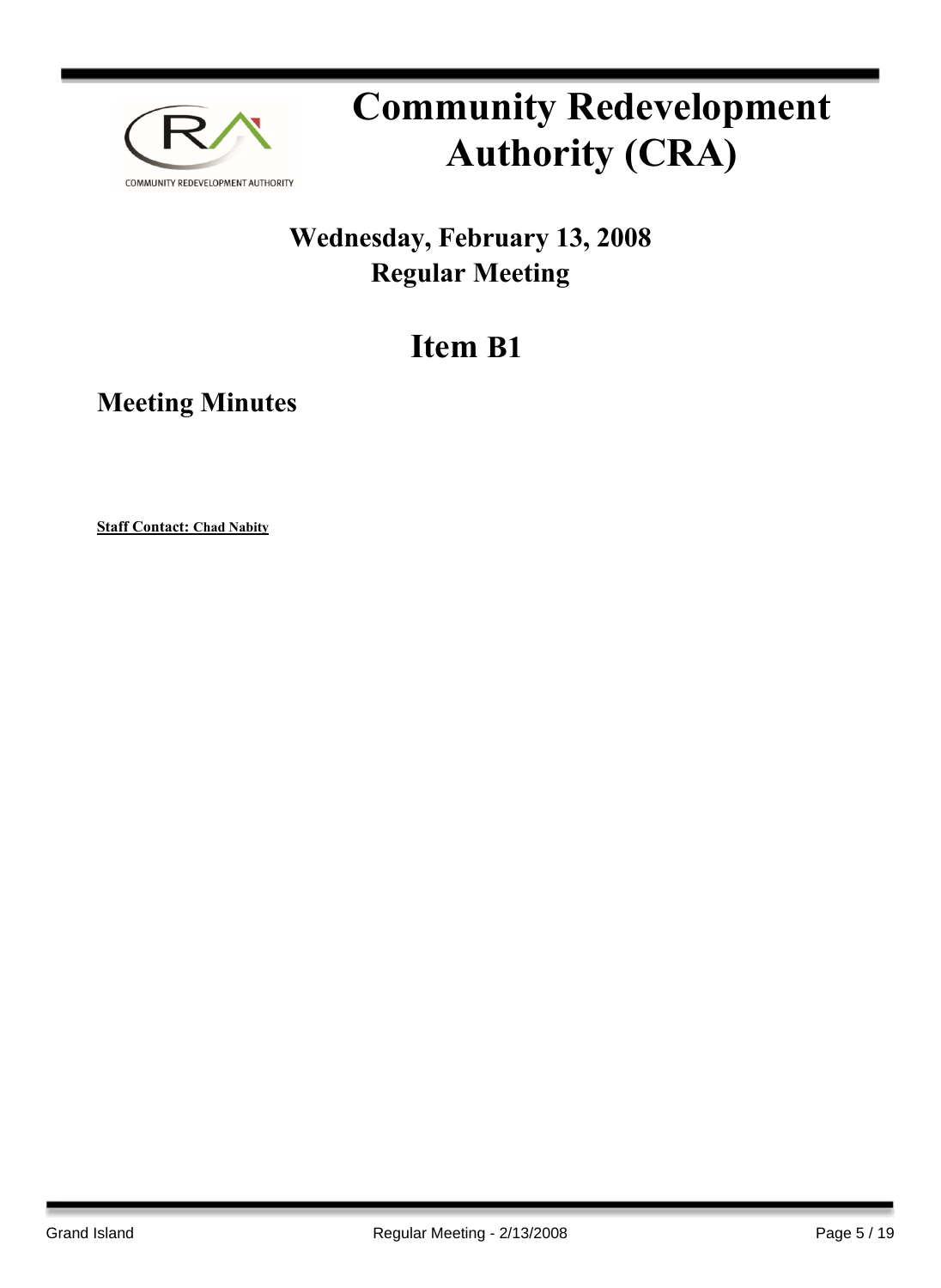# Community Redevelopment Authority (CRA)

## Wednesday, February 13, 2008
## Regular Meeting

# Item B1

## Meeting Minutes

**Staff Contact: Chad Nabity**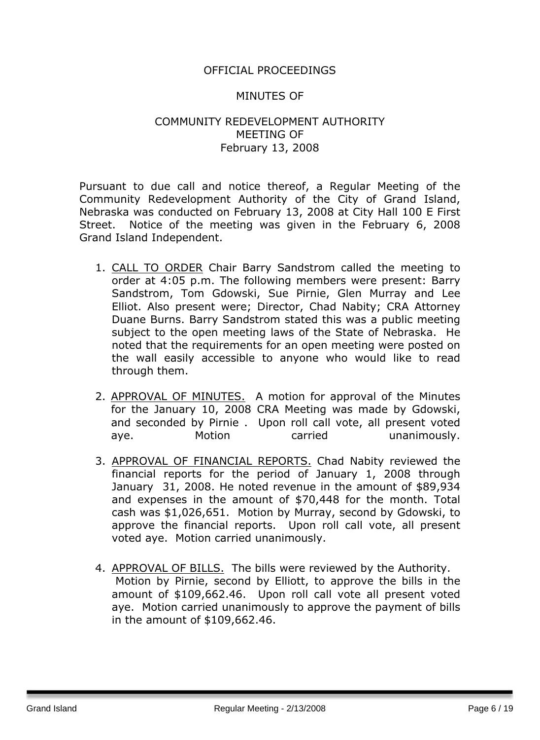OFFICIAL PROCEEDINGS

MINUTES OF

COMMUNITY REDEVELOPMENT AUTHORITY
MEETING OF
February 13, 2008

Pursuant to due call and notice thereof, a Regular Meeting of the Community Redevelopment Authority of the City of Grand Island, Nebraska was conducted on February 13, 2008 at City Hall 100 E First Street. Notice of the meeting was given in the February 6, 2008 Grand Island Independent.

1. CALL TO ORDER Chair Barry Sandstrom called the meeting to order at 4:05 p.m. The following members were present: Barry Sandstrom, Tom Gdowski, Sue Pirnie, Glen Murray and Lee Elliot. Also present were; Director, Chad Nabity; CRA Attorney Duane Burns. Barry Sandstrom stated this was a public meeting subject to the open meeting laws of the State of Nebraska. He noted that the requirements for an open meeting were posted on the wall easily accessible to anyone who would like to read through them.

2. APPROVAL OF MINUTES. A motion for approval of the Minutes for the January 10, 2008 CRA Meeting was made by Gdowski, and seconded by Pirnie . Upon roll call vote, all present voted aye. Motion carried unanimously.

3. APPROVAL OF FINANCIAL REPORTS. Chad Nabity reviewed the financial reports for the period of January 1, 2008 through January 31, 2008. He noted revenue in the amount of $89,934 and expenses in the amount of $70,448 for the month. Total cash was $1,026,651. Motion by Murray, second by Gdowski, to approve the financial reports. Upon roll call vote, all present voted aye. Motion carried unanimously.

4. APPROVAL OF BILLS. The bills were reviewed by the Authority. Motion by Pirnie, second by Elliott, to approve the bills in the amount of $109,662.46. Upon roll call vote all present voted aye. Motion carried unanimously to approve the payment of bills in the amount of $109,662.46.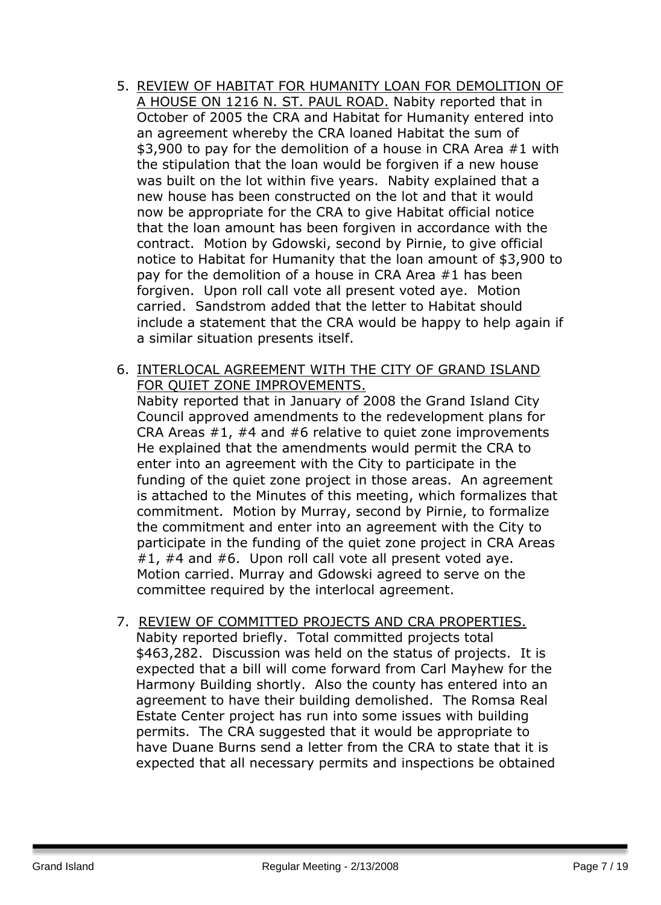5. <u>REVIEW OF HABITAT FOR HUMANITY LOAN FOR DEMOLITION OF A HOUSE ON 1216 N. ST. PAUL ROAD.</u> Nabity reported that in October of 2005 the CRA and Habitat for Humanity entered into an agreement whereby the CRA loaned Habitat the sum of $3,900 to pay for the demolition of a house in CRA Area #1 with the stipulation that the loan would be forgiven if a new house was built on the lot within five years. Nabity explained that a new house has been constructed on the lot and that it would now be appropriate for the CRA to give Habitat official notice that the loan amount has been forgiven in accordance with the contract. Motion by Gdowski, second by Pirnie, to give official notice to Habitat for Humanity that the loan amount of $3,900 to pay for the demolition of a house in CRA Area #1 has been forgiven. Upon roll call vote all present voted aye. Motion carried. Sandstrom added that the letter to Habitat should include a statement that the CRA would be happy to help again if a similar situation presents itself.

6. <u>INTERLOCAL AGREEMENT WITH THE CITY OF GRAND ISLAND FOR QUIET ZONE IMPROVEMENTS.</u>
   Nabity reported that in January of 2008 the Grand Island City Council approved amendments to the redevelopment plans for CRA Areas #1, #4 and #6 relative to quiet zone improvements He explained that the amendments would permit the CRA to enter into an agreement with the City to participate in the funding of the quiet zone project in those areas. An agreement is attached to the Minutes of this meeting, which formalizes that commitment. Motion by Murray, second by Pirnie, to formalize the commitment and enter into an agreement with the City to participate in the funding of the quiet zone project in CRA Areas #1, #4 and #6. Upon roll call vote all present voted aye. Motion carried. Murray and Gdowski agreed to serve on the committee required by the interlocal agreement.

7. <u>REVIEW OF COMMITTED PROJECTS AND CRA PROPERTIES.</u>
   Nabity reported briefly. Total committed projects total $463,282. Discussion was held on the status of projects. It is expected that a bill will come forward from Carl Mayhew for the Harmony Building shortly. Also the county has entered into an agreement to have their building demolished. The Romsa Real Estate Center project has run into some issues with building permits. The CRA suggested that it would be appropriate to have Duane Burns send a letter from the CRA to state that it is expected that all necessary permits and inspections be obtained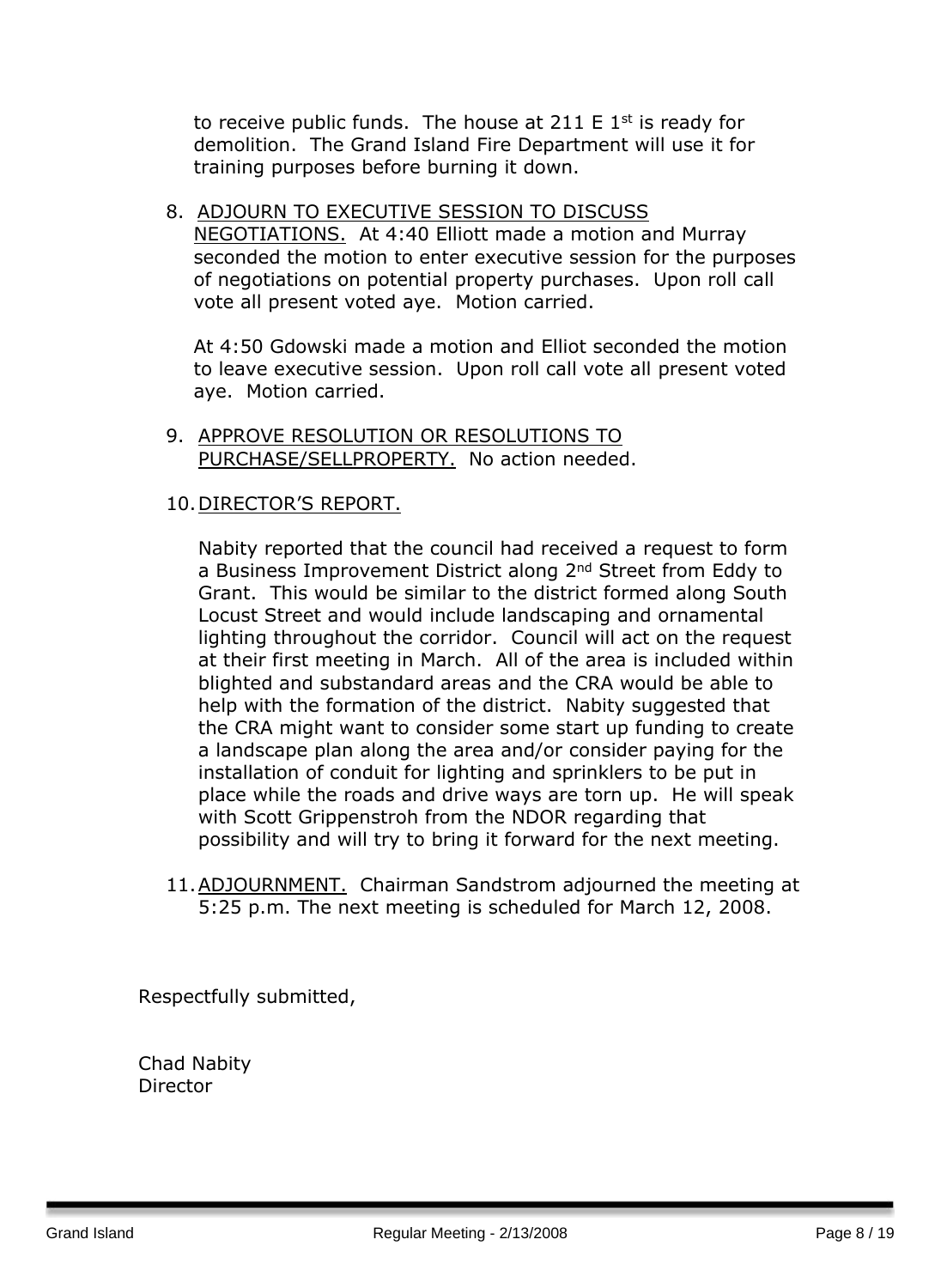to receive public funds. The house at 211 E 1st is ready for demolition. The Grand Island Fire Department will use it for training purposes before burning it down.

8. ADJOURN TO EXECUTIVE SESSION TO DISCUSS NEGOTIATIONS. At 4:40 Elliott made a motion and Murray seconded the motion to enter executive session for the purposes of negotiations on potential property purchases. Upon roll call vote all present voted aye. Motion carried.

   At 4:50 Gdowski made a motion and Elliot seconded the motion to leave executive session. Upon roll call vote all present voted aye. Motion carried.

9. APPROVE RESOLUTION OR RESOLUTIONS TO PURCHASE/SELLPROPERTY. No action needed.

10. DIRECTOR'S REPORT.

    Nabity reported that the council had received a request to form a Business Improvement District along 2nd Street from Eddy to Grant. This would be similar to the district formed along South Locust Street and would include landscaping and ornamental lighting throughout the corridor. Council will act on the request at their first meeting in March. All of the area is included within blighted and substandard areas and the CRA would be able to help with the formation of the district. Nabity suggested that the CRA might want to consider some start up funding to create a landscape plan along the area and/or consider paying for the installation of conduit for lighting and sprinklers to be put in place while the roads and drive ways are torn up. He will speak with Scott Grippenstroh from the NDOR regarding that possibility and will try to bring it forward for the next meeting.

11. ADJOURNMENT. Chairman Sandstrom adjourned the meeting at 5:25 p.m. The next meeting is scheduled for March 12, 2008.

Respectfully submitted,

Chad Nabity
Director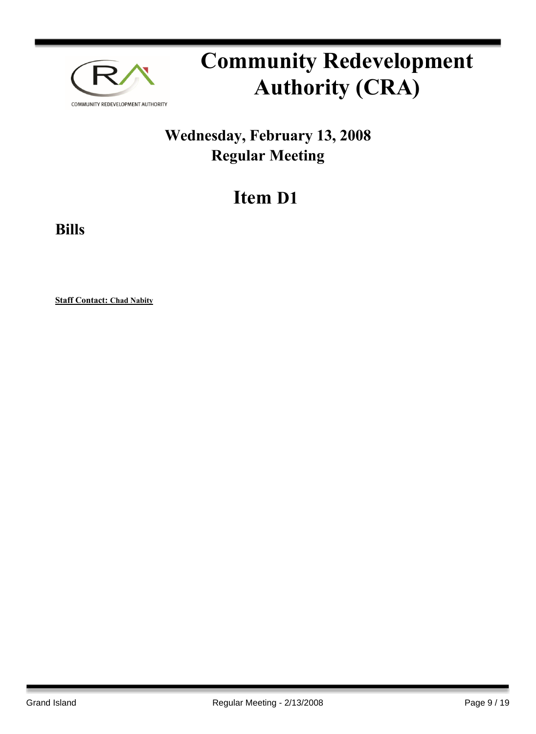# Community Redevelopment Authority (CRA)

## Wednesday, February 13, 2008
## Regular Meeting

# Item D1

## Bills

**Staff Contact: Chad Nabity**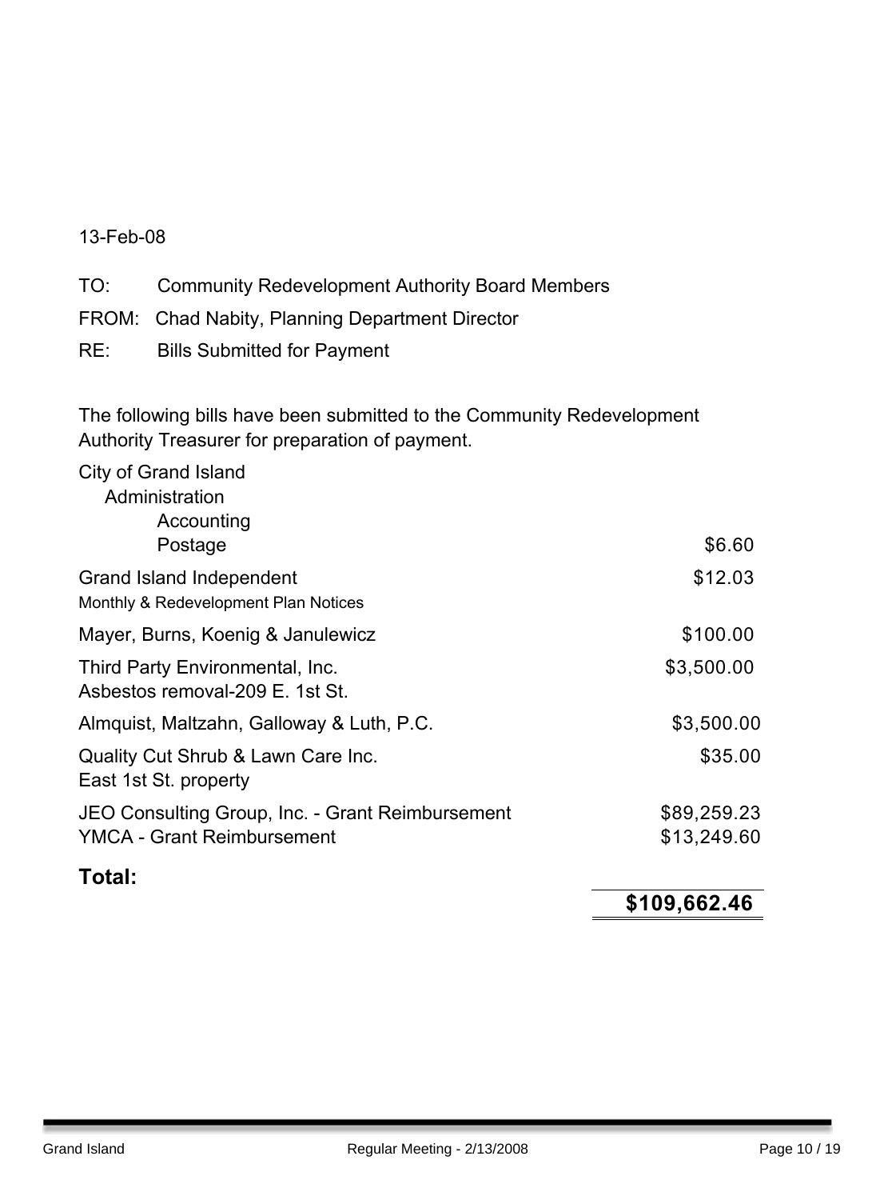13-Feb-08

TO: Community Redevelopment Authority Board Members

FROM: Chad Nabity, Planning Department Director

RE: Bills Submitted for Payment

The following bills have been submitted to the Community Redevelopment Authority Treasurer for preparation of payment.

| | |
|---|---|
| City of Grand Island<br>Administration<br>Accounting<br>Postage | $6.60 |
| Grand Island Independent<br>Monthly & Redevelopment Plan Notices | $12.03 |
| Mayer, Burns, Koenig & Janulewicz | $100.00 |
| Third Party Environmental, Inc.<br>Asbestos removal-209 E. 1st St. | $3,500.00 |
| Almquist, Maltzahn, Galloway & Luth, P.C. | $3,500.00 |
| Quality Cut Shrub & Lawn Care Inc.<br>East 1st St. property | $35.00 |
| JEO Consulting Group, Inc. - Grant Reimbursement | $89,259.23 |
| YMCA - Grant Reimbursement | $13,249.60 |
| **Total:** | **$109,662.46** |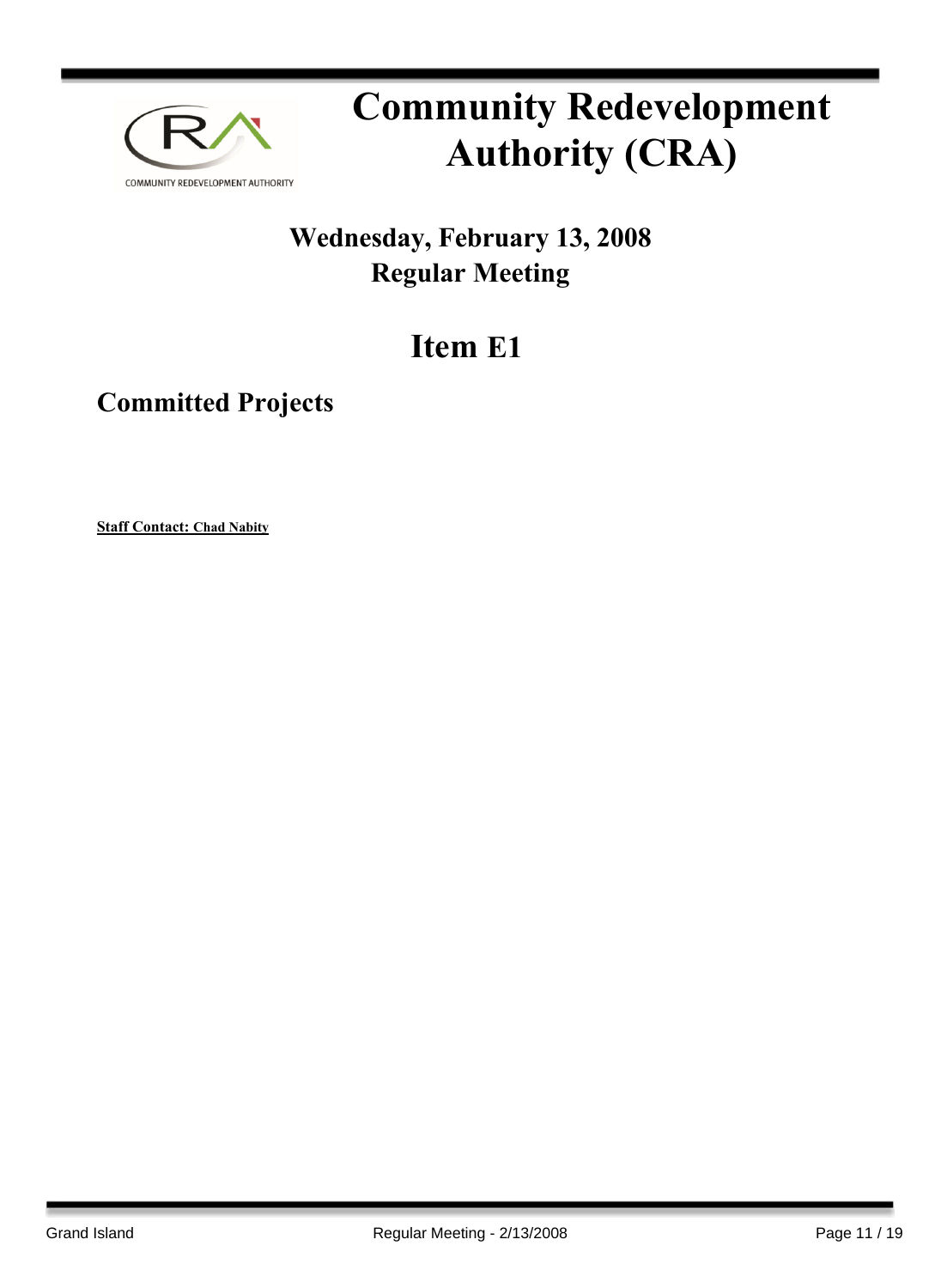# Community Redevelopment Authority (CRA)

## Wednesday, February 13, 2008
## Regular Meeting

# Item E1

## Committed Projects

**Staff Contact: Chad Nabity**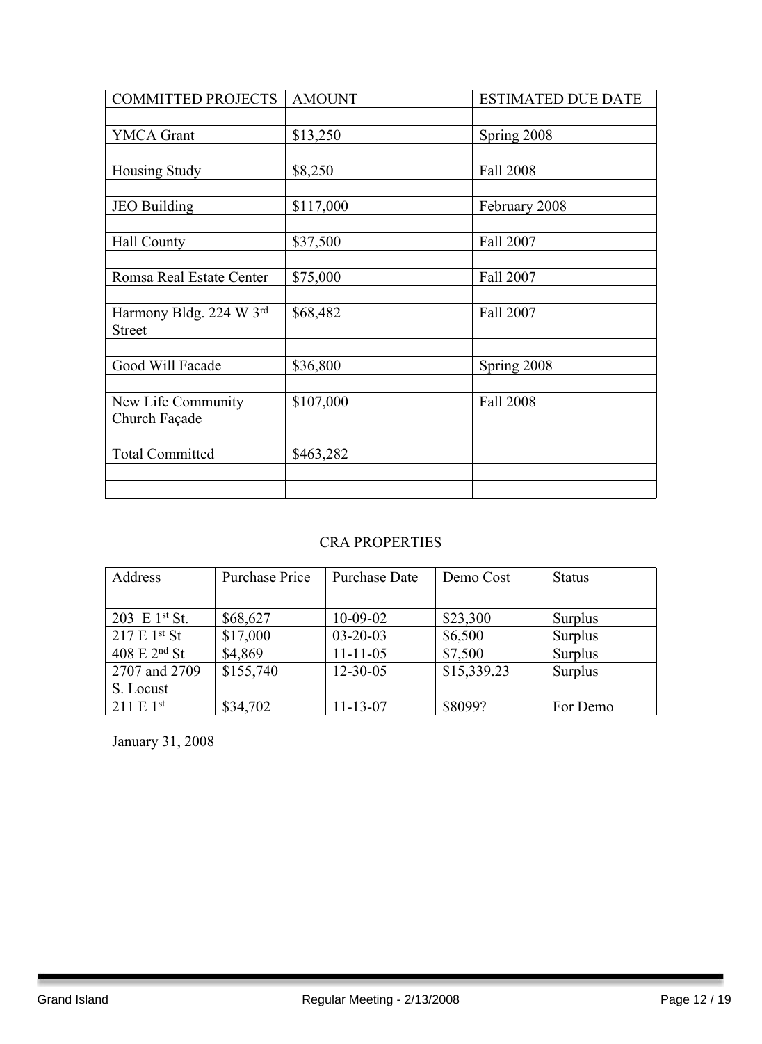| COMMITTED PROJECTS | AMOUNT | ESTIMATED DUE DATE |
|---|---|---|
| | | |
| YMCA Grant | $13,250 | Spring 2008 |
| | | |
| Housing Study | $8,250 | Fall 2008 |
| | | |
| JEO Building | $117,000 | February 2008 |
| | | |
| Hall County | $37,500 | Fall 2007 |
| | | |
| Romsa Real Estate Center | $75,000 | Fall 2007 |
| | | |
| Harmony Bldg. 224 W 3rd Street | $68,482 | Fall 2007 |
| | | |
| Good Will Facade | $36,800 | Spring 2008 |
| | | |
| New Life Community Church Façade | $107,000 | Fall 2008 |
| | | |
| Total Committed | $463,282 | |
| | | |
| | | |

CRA PROPERTIES

| Address | Purchase Price | Purchase Date | Demo Cost | Status |
|---|---|---|---|---|
| 203 E 1st St. | $68,627 | 10-09-02 | $23,300 | Surplus |
| 217 E 1st St | $17,000 | 03-20-03 | $6,500 | Surplus |
| 408 E 2nd St | $4,869 | 11-11-05 | $7,500 | Surplus |
| 2707 and 2709 S. Locust | $155,740 | 12-30-05 | $15,339.23 | Surplus |
| 211 E 1st | $34,702 | 11-13-07 | $8099? | For Demo |

January 31, 2008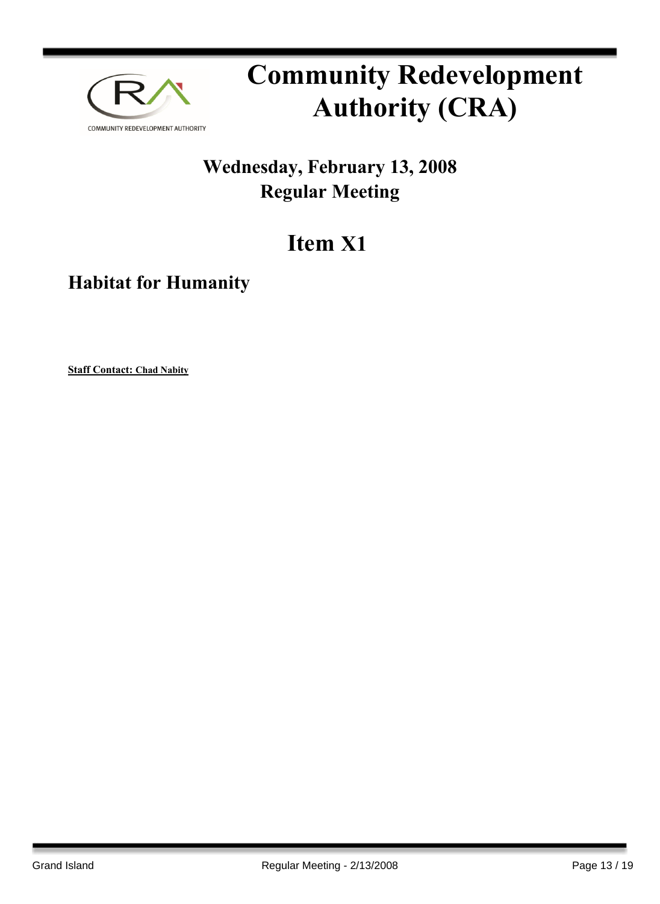# Community Redevelopment Authority (CRA)

## Wednesday, February 13, 2008
## Regular Meeting

# Item X1

## Habitat for Humanity

**Staff Contact: Chad Nabity**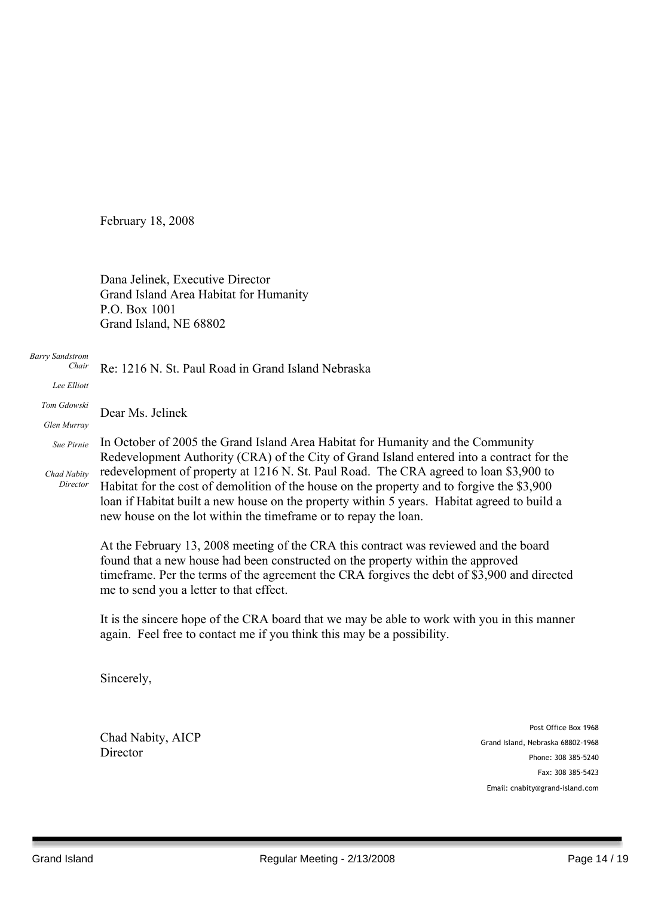February 18, 2008

Dana Jelinek, Executive Director
Grand Island Area Habitat for Humanity
P.O. Box 1001
Grand Island, NE 68802

*Barry Sandstrom*
*Chair*

*Lee Elliott*

*Tom Gdowski*

*Glen Murray*

*Sue Pirnie*

*Chad Nabity*
*Director*

Re: 1216 N. St. Paul Road in Grand Island Nebraska

Dear Ms. Jelinek

In October of 2005 the Grand Island Area Habitat for Humanity and the Community Redevelopment Authority (CRA) of the City of Grand Island entered into a contract for the redevelopment of property at 1216 N. St. Paul Road. The CRA agreed to loan $3,900 to Habitat for the cost of demolition of the house on the property and to forgive the $3,900 loan if Habitat built a new house on the property within 5 years. Habitat agreed to build a new house on the lot within the timeframe or to repay the loan.

At the February 13, 2008 meeting of the CRA this contract was reviewed and the board found that a new house had been constructed on the property within the approved timeframe. Per the terms of the agreement the CRA forgives the debt of $3,900 and directed me to send you a letter to that effect.

It is the sincere hope of the CRA board that we may be able to work with you in this manner again. Feel free to contact me if you think this may be a possibility.

Sincerely,

Chad Nabity, AICP
Director

Post Office Box 1968
Grand Island, Nebraska 68802-1968
Phone: 308 385-5240
Fax: 308 385-5423
Email: cnabity@grand-island.com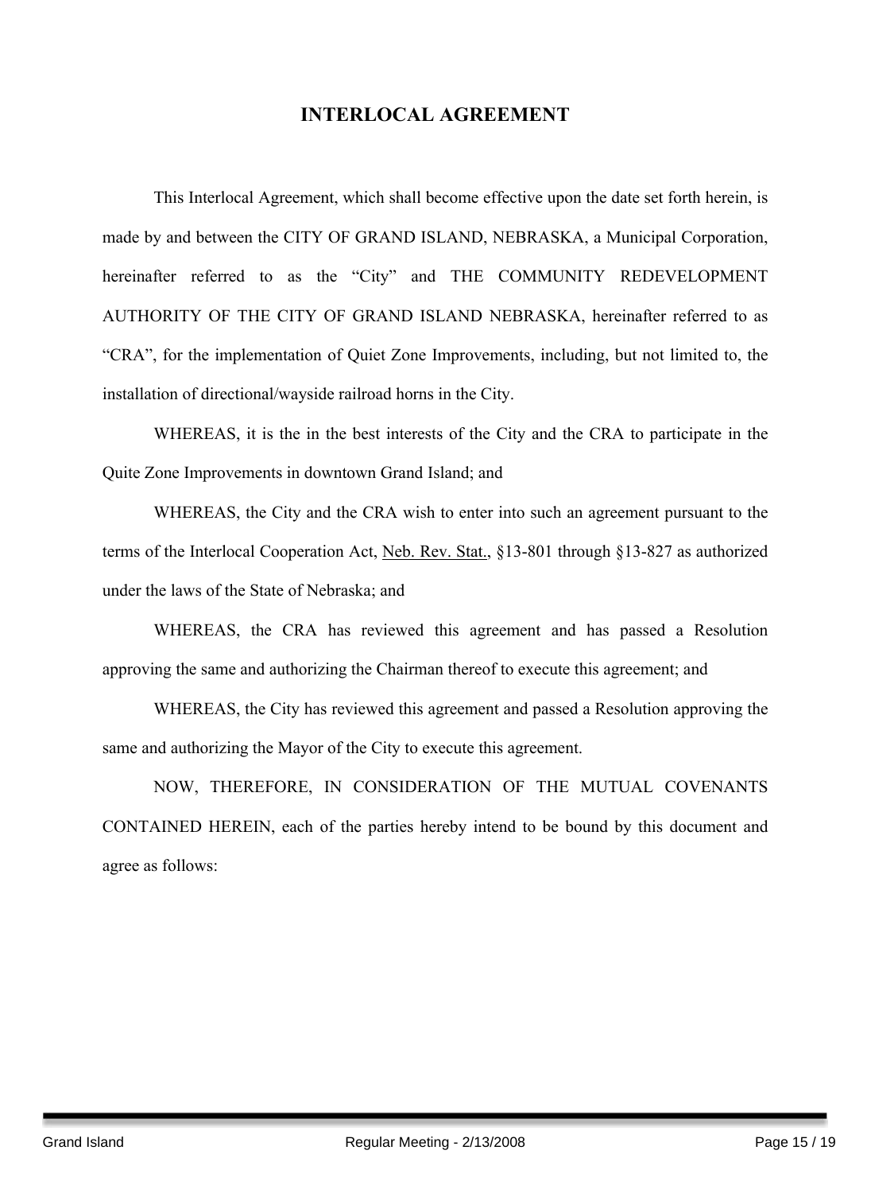# INTERLOCAL AGREEMENT

This Interlocal Agreement, which shall become effective upon the date set forth herein, is made by and between the CITY OF GRAND ISLAND, NEBRASKA, a Municipal Corporation, hereinafter referred to as the "City" and THE COMMUNITY REDEVELOPMENT AUTHORITY OF THE CITY OF GRAND ISLAND NEBRASKA, hereinafter referred to as "CRA", for the implementation of Quiet Zone Improvements, including, but not limited to, the installation of directional/wayside railroad horns in the City.

WHEREAS, it is the in the best interests of the City and the CRA to participate in the Quite Zone Improvements in downtown Grand Island; and

WHEREAS, the City and the CRA wish to enter into such an agreement pursuant to the terms of the Interlocal Cooperation Act, Neb. Rev. Stat., §13-801 through §13-827 as authorized under the laws of the State of Nebraska; and

WHEREAS, the CRA has reviewed this agreement and has passed a Resolution approving the same and authorizing the Chairman thereof to execute this agreement; and

WHEREAS, the City has reviewed this agreement and passed a Resolution approving the same and authorizing the Mayor of the City to execute this agreement.

NOW, THEREFORE, IN CONSIDERATION OF THE MUTUAL COVENANTS CONTAINED HEREIN, each of the parties hereby intend to be bound by this document and agree as follows: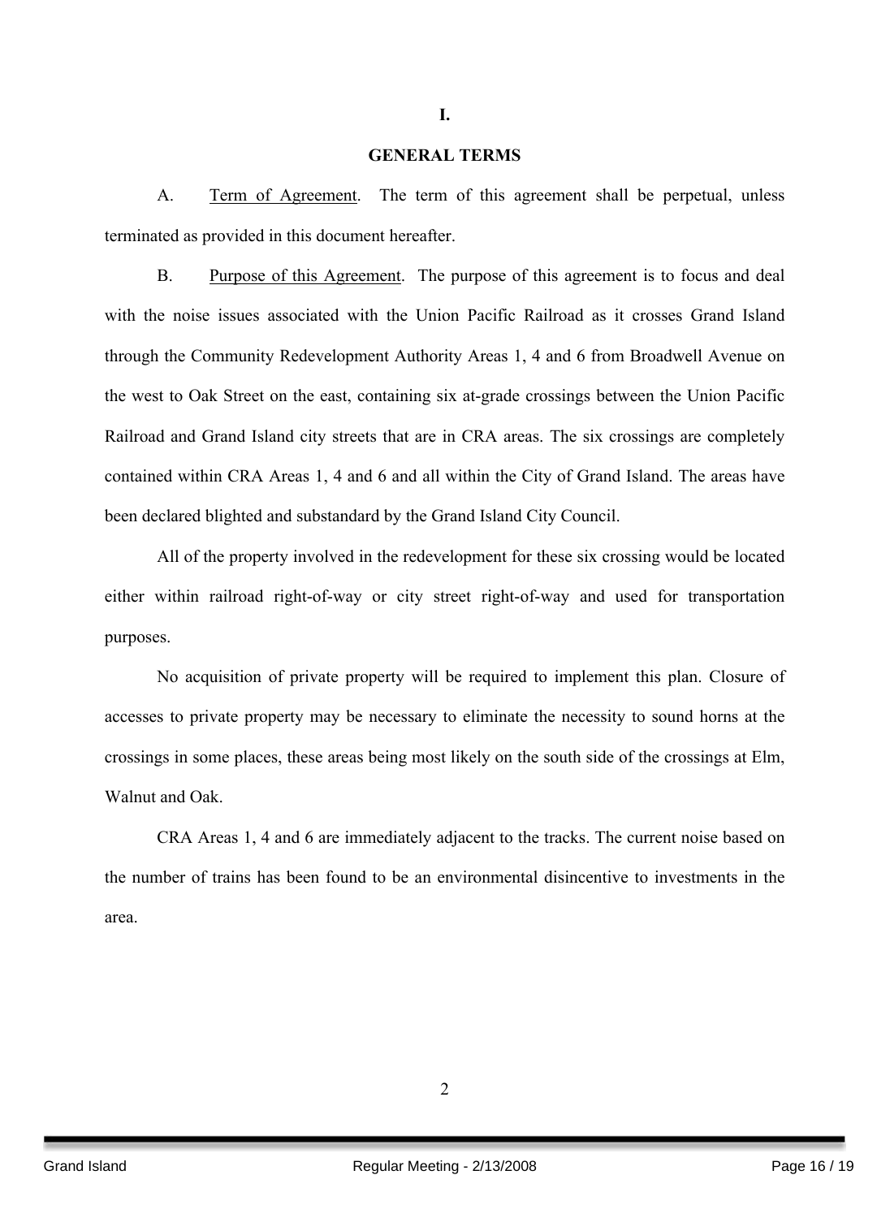## I.

## GENERAL TERMS

A. Term of Agreement. The term of this agreement shall be perpetual, unless terminated as provided in this document hereafter.

B. Purpose of this Agreement. The purpose of this agreement is to focus and deal with the noise issues associated with the Union Pacific Railroad as it crosses Grand Island through the Community Redevelopment Authority Areas 1, 4 and 6 from Broadwell Avenue on the west to Oak Street on the east, containing six at-grade crossings between the Union Pacific Railroad and Grand Island city streets that are in CRA areas. The six crossings are completely contained within CRA Areas 1, 4 and 6 and all within the City of Grand Island. The areas have been declared blighted and substandard by the Grand Island City Council.

All of the property involved in the redevelopment for these six crossing would be located either within railroad right-of-way or city street right-of-way and used for transportation purposes.

No acquisition of private property will be required to implement this plan. Closure of accesses to private property may be necessary to eliminate the necessity to sound horns at the crossings in some places, these areas being most likely on the south side of the crossings at Elm, Walnut and Oak.

CRA Areas 1, 4 and 6 are immediately adjacent to the tracks. The current noise based on the number of trains has been found to be an environmental disincentive to investments in the area.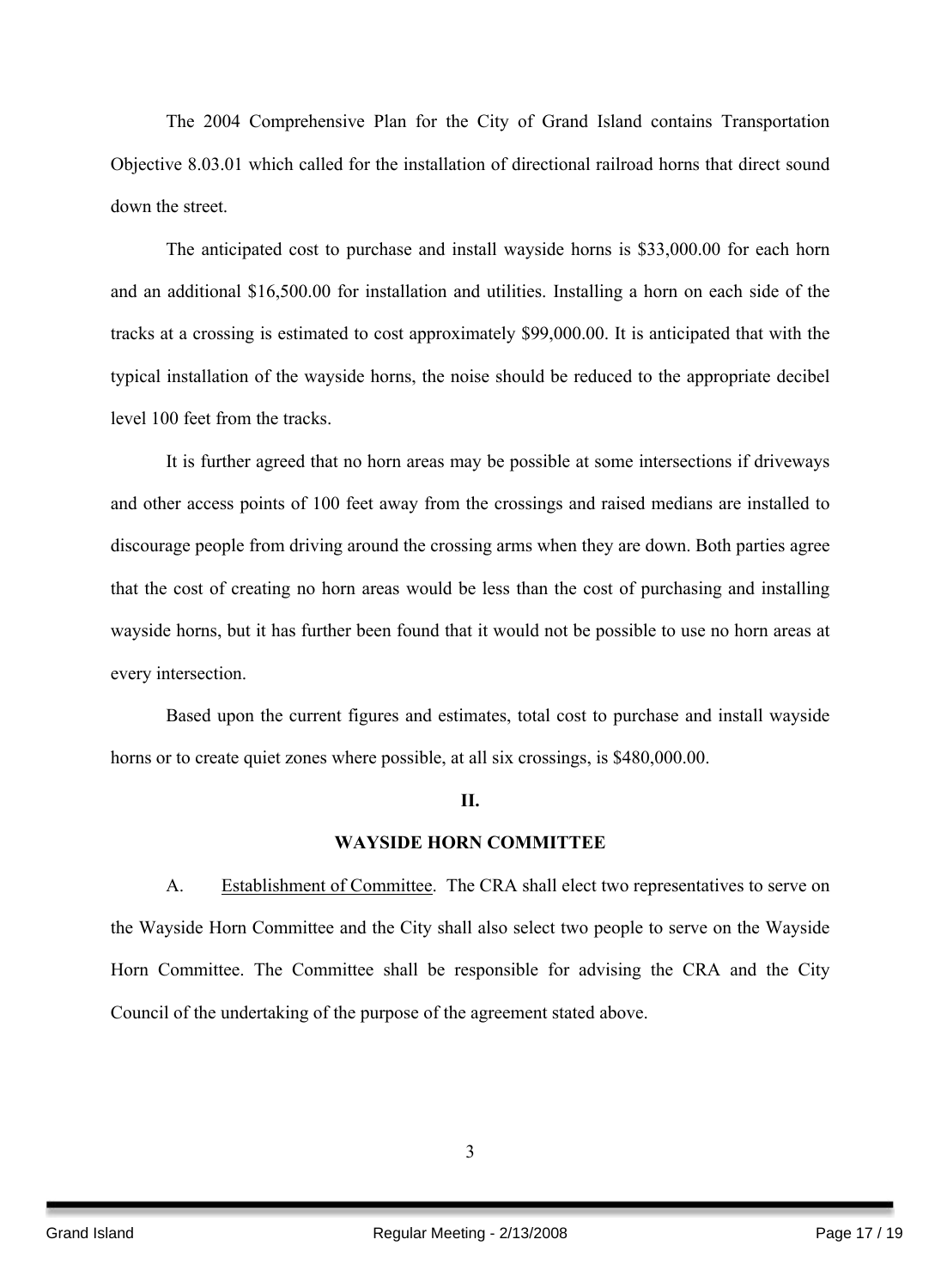The 2004 Comprehensive Plan for the City of Grand Island contains Transportation Objective 8.03.01 which called for the installation of directional railroad horns that direct sound down the street.

The anticipated cost to purchase and install wayside horns is $33,000.00 for each horn and an additional $16,500.00 for installation and utilities. Installing a horn on each side of the tracks at a crossing is estimated to cost approximately $99,000.00. It is anticipated that with the typical installation of the wayside horns, the noise should be reduced to the appropriate decibel level 100 feet from the tracks.

It is further agreed that no horn areas may be possible at some intersections if driveways and other access points of 100 feet away from the crossings and raised medians are installed to discourage people from driving around the crossing arms when they are down. Both parties agree that the cost of creating no horn areas would be less than the cost of purchasing and installing wayside horns, but it has further been found that it would not be possible to use no horn areas at every intersection.

Based upon the current figures and estimates, total cost to purchase and install wayside horns or to create quiet zones where possible, at all six crossings, is $480,000.00.

**II.**

**WAYSIDE HORN COMMITTEE**

A. Establishment of Committee. The CRA shall elect two representatives to serve on the Wayside Horn Committee and the City shall also select two people to serve on the Wayside Horn Committee. The Committee shall be responsible for advising the CRA and the City Council of the undertaking of the purpose of the agreement stated above.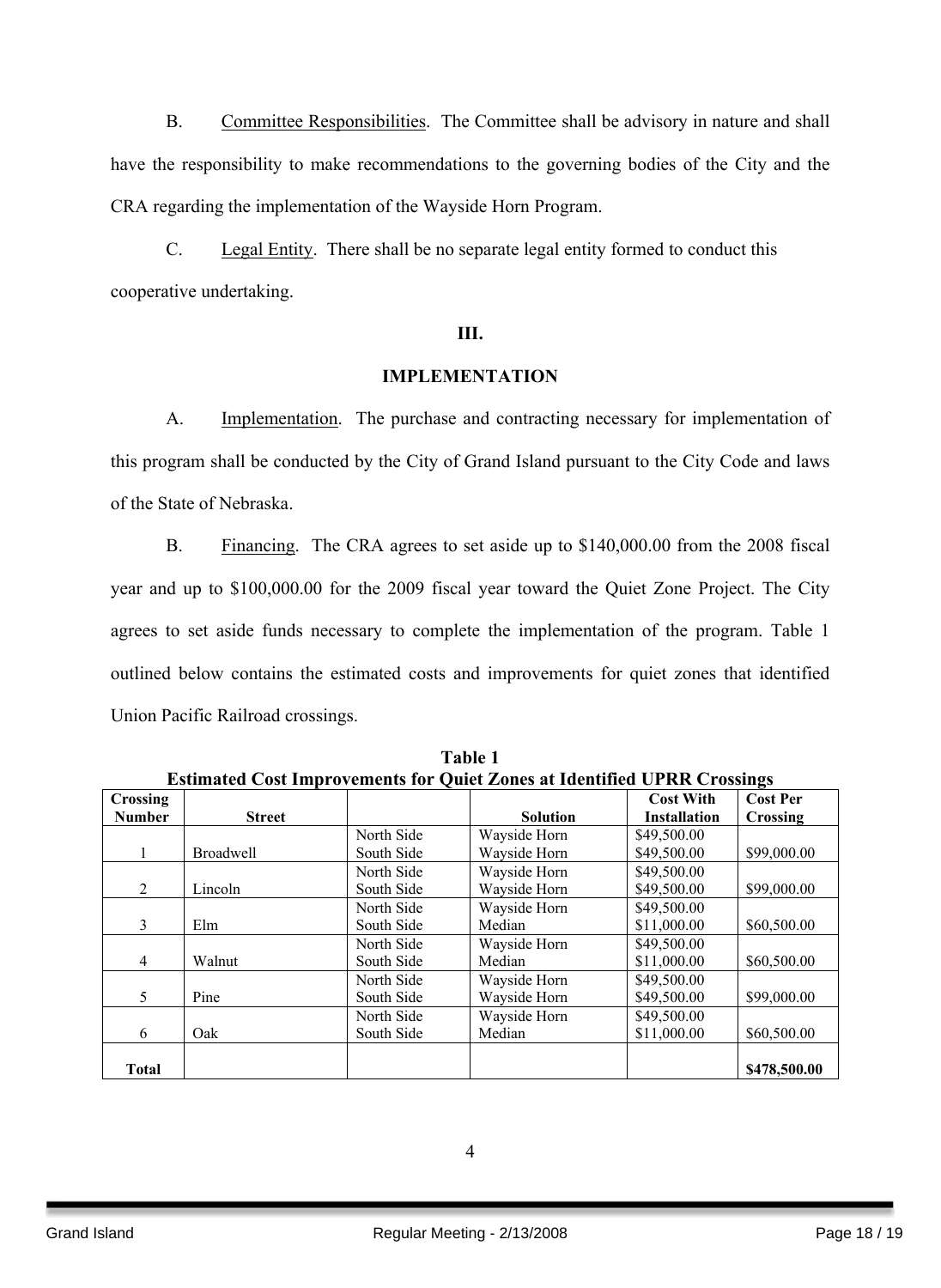B. Committee Responsibilities. The Committee shall be advisory in nature and shall have the responsibility to make recommendations to the governing bodies of the City and the CRA regarding the implementation of the Wayside Horn Program.

C. Legal Entity. There shall be no separate legal entity formed to conduct this cooperative undertaking.

### III.

### IMPLEMENTATION

A. Implementation. The purchase and contracting necessary for implementation of this program shall be conducted by the City of Grand Island pursuant to the City Code and laws of the State of Nebraska.

B. Financing. The CRA agrees to set aside up to $140,000.00 from the 2008 fiscal year and up to $100,000.00 for the 2009 fiscal year toward the Quiet Zone Project. The City agrees to set aside funds necessary to complete the implementation of the program. Table 1 outlined below contains the estimated costs and improvements for quiet zones that identified Union Pacific Railroad crossings.

**Table 1**
**Estimated Cost Improvements for Quiet Zones at Identified UPRR Crossings**

| Crossing Number | Street | | Solution | Cost With Installation | Cost Per Crossing |
|---|---|---|---|---|---|
| 1 | Broadwell | North Side<br>South Side | Wayside Horn<br>Wayside Horn | $49,500.00<br>$49,500.00 | $99,000.00 |
| 2 | Lincoln | North Side<br>South Side | Wayside Horn<br>Wayside Horn | $49,500.00<br>$49,500.00 | $99,000.00 |
| 3 | Elm | North Side<br>South Side | Wayside Horn<br>Median | $49,500.00<br>$11,000.00 | $60,500.00 |
| 4 | Walnut | North Side<br>South Side | Wayside Horn<br>Median | $49,500.00<br>$11,000.00 | $60,500.00 |
| 5 | Pine | North Side<br>South Side | Wayside Horn<br>Wayside Horn | $49,500.00<br>$49,500.00 | $99,000.00 |
| 6 | Oak | North Side<br>South Side | Wayside Horn<br>Median | $49,500.00<br>$11,000.00 | $60,500.00 |
| **Total** | | | | | **$478,500.00** |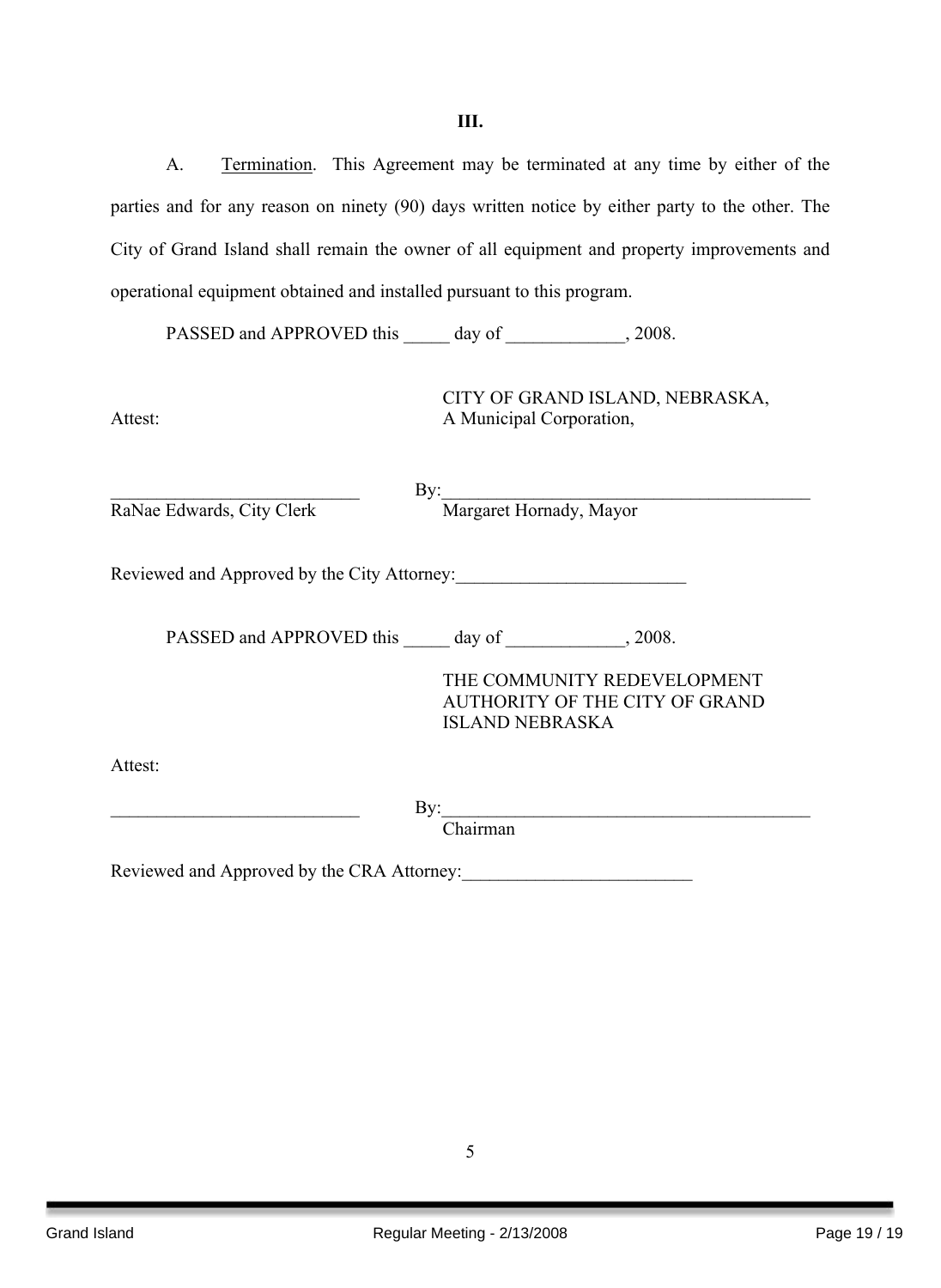**III.**

A. Termination. This Agreement may be terminated at any time by either of the parties and for any reason on ninety (90) days written notice by either party to the other. The City of Grand Island shall remain the owner of all equipment and property improvements and operational equipment obtained and installed pursuant to this program.

PASSED and APPROVED this _____ day of _____________, 2008.

Attest:

CITY OF GRAND ISLAND, NEBRASKA,
A Municipal Corporation,

___________________________
RaNae Edwards, City Clerk

By:_________________________________________
Margaret Hornady, Mayor

Reviewed and Approved by the City Attorney:_________________________

PASSED and APPROVED this _____ day of _____________, 2008.

THE COMMUNITY REDEVELOPMENT AUTHORITY OF THE CITY OF GRAND ISLAND NEBRASKA

Attest:

___________________________

By:_________________________________________
Chairman

Reviewed and Approved by the CRA Attorney:_________________________